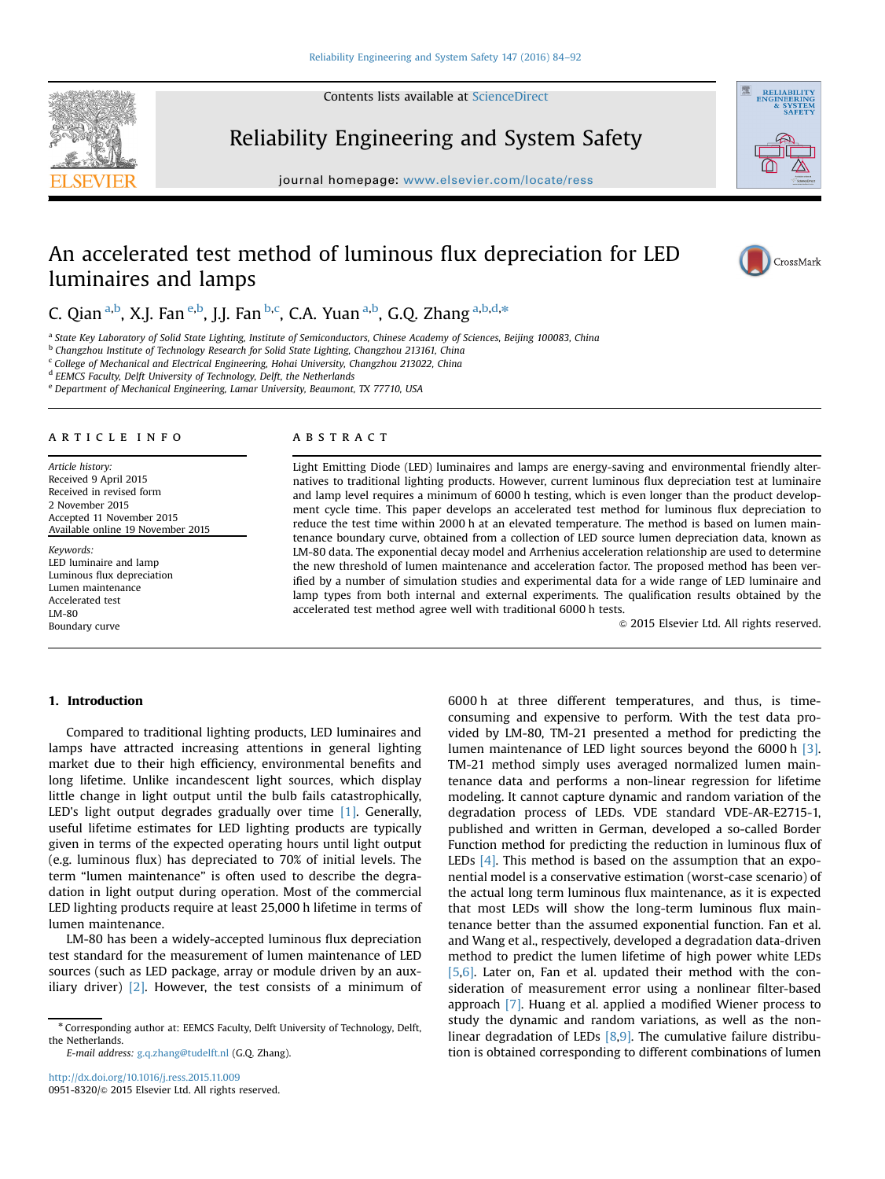# An accelerated test method of luminous flux depreciation for LED luminaires and lamps

C. Qian [a,b], X.J. Fan [e,b], J.J. Fan [b,c], C.A. Yuan [a,b], G.Q. Zhang [a,b,d,*]

[a] State Key Laboratory of Solid State Lighting, Institute of Semiconductors, Chinese Academy of Sciences, Beijing 100083, China
[b] Changzhou Institute of Technology Research for Solid State Lighting, Changzhou 213161, China
[c] College of Mechanical and Electrical Engineering, Hohai University, Changzhou 213022, China
[d] EEMCS Faculty, Delft University of Technology, Delft, the Netherlands
[e] Department of Mechanical Engineering, Lamar University, Beaumont, TX 77710, USA

## ARTICLE INFO

*Article history:*
Received 9 April 2015
Received in revised form
2 November 2015
Accepted 11 November 2015
Available online 19 November 2015

*Keywords:*
LED luminaire and lamp
Luminous flux depreciation
Lumen maintenance
Accelerated test
LM-80
Boundary curve

## ABSTRACT

Light Emitting Diode (LED) luminaires and lamps are energy-saving and environmental friendly alternatives to traditional lighting products. However, current luminous flux depreciation test at luminaire and lamp level requires a minimum of 6000 h testing, which is even longer than the product development cycle time. This paper develops an accelerated test method for luminous flux depreciation to reduce the test time within 2000 h at an elevated temperature. The method is based on lumen maintenance boundary curve, obtained from a collection of LED source lumen depreciation data, known as LM-80 data. The exponential decay model and Arrhenius acceleration relationship are used to determine the new threshold of lumen maintenance and acceleration factor. The proposed method has been verified by a number of simulation studies and experimental data for a wide range of LED luminaire and lamp types from both internal and external experiments. The qualification results obtained by the accelerated test method agree well with traditional 6000 h tests.

© 2015 Elsevier Ltd. All rights reserved.

## 1. Introduction

Compared to traditional lighting products, LED luminaires and lamps have attracted increasing attentions in general lighting market due to their high efficiency, environmental benefits and long lifetime. Unlike incandescent light sources, which display little change in light output until the bulb fails catastrophically, LED's light output degrades gradually over time [1]. Generally, useful lifetime estimates for LED lighting products are typically given in terms of the expected operating hours until light output (e.g. luminous flux) has depreciated to 70% of initial levels. The term "lumen maintenance" is often used to describe the degradation in light output during operation. Most of the commercial LED lighting products require at least 25,000 h lifetime in terms of lumen maintenance.

LM-80 has been a widely-accepted luminous flux depreciation test standard for the measurement of lumen maintenance of LED sources (such as LED package, array or module driven by an auxiliary driver) [2]. However, the test consists of a minimum of 6000 h at three different temperatures, and thus, is time-consuming and expensive to perform. With the test data provided by LM-80, TM-21 presented a method for predicting the lumen maintenance of LED light sources beyond the 6000 h [3]. TM-21 method simply uses averaged normalized lumen maintenance data and performs a non-linear regression for lifetime modeling. It cannot capture dynamic and random variation of the degradation process of LEDs. VDE standard VDE-AR-E2715-1, published and written in German, developed a so-called Border Function method for predicting the reduction in luminous flux of LEDs [4]. This method is based on the assumption that an exponential model is a conservative estimation (worst-case scenario) of the actual long term luminous flux maintenance, as it is expected that most LEDs will show the long-term luminous flux maintenance better than the assumed exponential function. Fan et al. and Wang et al., respectively, developed a degradation data-driven method to predict the lumen lifetime of high power white LEDs [5,6]. Later on, Fan et al. updated their method with the consideration of measurement error using a nonlinear filter-based approach [7]. Huang et al. applied a modified Wiener process to study the dynamic and random variations, as well as the nonlinear degradation of LEDs [8,9]. The cumulative failure distribution is obtained corresponding to different combinations of lumen

* Corresponding author at: EEMCS Faculty, Delft University of Technology, Delft, the Netherlands.
*E-mail address:* g.q.zhang@tudelft.nl (G.Q. Zhang).

http://dx.doi.org/10.1016/j.ress.2015.11.009
0951-8320/© 2015 Elsevier Ltd. All rights reserved.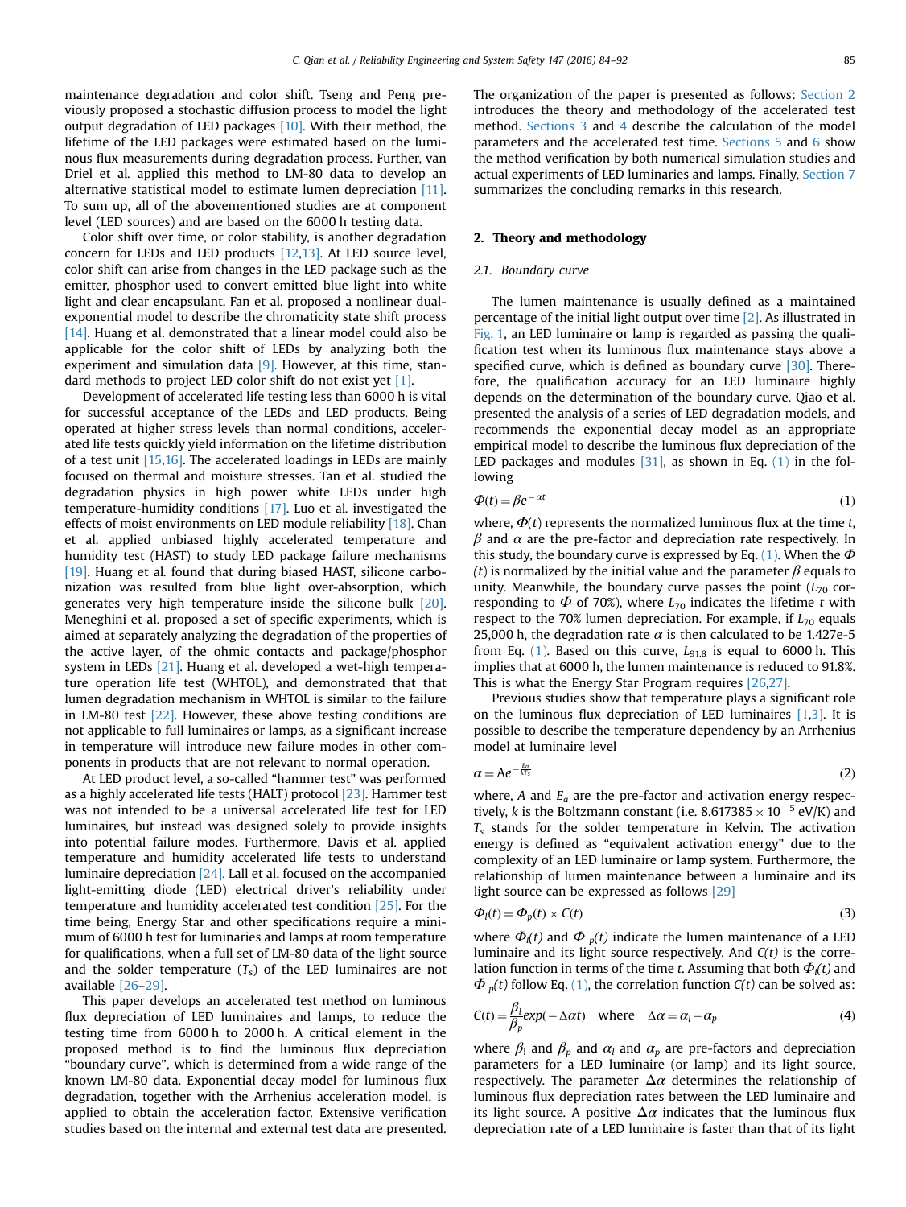maintenance degradation and color shift. Tseng and Peng previously proposed a stochastic diffusion process to model the light output degradation of LED packages [10]. With their method, the lifetime of the LED packages were estimated based on the luminous flux measurements during degradation process. Further, van Driel et al. applied this method to LM-80 data to develop an alternative statistical model to estimate lumen depreciation [11]. To sum up, all of the abovementioned studies are at component level (LED sources) and are based on the 6000 h testing data.

Color shift over time, or color stability, is another degradation concern for LEDs and LED products [12,13]. At LED source level, color shift can arise from changes in the LED package such as the emitter, phosphor used to convert emitted blue light into white light and clear encapsulant. Fan et al. proposed a nonlinear dual-exponential model to describe the chromaticity state shift process [14]. Huang et al. demonstrated that a linear model could also be applicable for the color shift of LEDs by analyzing both the experiment and simulation data [9]. However, at this time, standard methods to project LED color shift do not exist yet [1].

Development of accelerated life testing less than 6000 h is vital for successful acceptance of the LEDs and LED products. Being operated at higher stress levels than normal conditions, accelerated life tests quickly yield information on the lifetime distribution of a test unit [15,16]. The accelerated loadings in LEDs are mainly focused on thermal and moisture stresses. Tan et al. studied the degradation physics in high power white LEDs under high temperature-humidity conditions [17]. Luo et al. investigated the effects of moist environments on LED module reliability [18]. Chan et al. applied unbiased highly accelerated temperature and humidity test (HAST) to study LED package failure mechanisms [19]. Huang et al. found that during biased HAST, silicone carbonization was resulted from blue light over-absorption, which generates very high temperature inside the silicone bulk [20]. Meneghini et al. proposed a set of specific experiments, which is aimed at separately analyzing the degradation of the properties of the active layer, of the ohmic contacts and package/phosphor system in LEDs [21]. Huang et al. developed a wet-high temperature operation life test (WHTOL), and demonstrated that that lumen degradation mechanism in WHTOL is similar to the failure in LM-80 test [22]. However, these above testing conditions are not applicable to full luminaires or lamps, as a significant increase in temperature will introduce new failure modes in other components in products that are not relevant to normal operation.

At LED product level, a so-called "hammer test" was performed as a highly accelerated life tests (HALT) protocol [23]. Hammer test was not intended to be a universal accelerated life test for LED luminaires, but instead was designed solely to provide insights into potential failure modes. Furthermore, Davis et al. applied temperature and humidity accelerated life tests to understand luminaire depreciation [24]. Lall et al. focused on the accompanied light-emitting diode (LED) electrical driver's reliability under temperature and humidity accelerated test condition [25]. For the time being, Energy Star and other specifications require a minimum of 6000 h test for luminaires and lamps at room temperature for qualifications, when a full set of LM-80 data of the light source and the solder temperature ($T_s$) of the LED luminaires are not available [26–29].

This paper develops an accelerated test method on luminous flux depreciation of LED luminaires and lamps, to reduce the testing time from 6000 h to 2000 h. A critical element in the proposed method is to find the luminous flux depreciation "boundary curve", which is determined from a wide range of the known LM-80 data. Exponential decay model for luminous flux degradation, together with the Arrhenius acceleration model, is applied to obtain the acceleration factor. Extensive verification studies based on the internal and external test data are presented.

The organization of the paper is presented as follows: Section 2 introduces the theory and methodology of the accelerated test method. Sections 3 and 4 describe the calculation of the model parameters and the accelerated test time. Sections 5 and 6 show the method verification by both numerical simulation studies and actual experiments of LED luminaires and lamps. Finally, Section 7 summarizes the concluding remarks in this research.

## 2. Theory and methodology

### 2.1. Boundary curve

The lumen maintenance is usually defined as a maintained percentage of the initial light output over time [2]. As illustrated in Fig. 1, an LED luminaire or lamp is regarded as passing the qualification test when its luminous flux maintenance stays above a specified curve, which is defined as boundary curve [30]. Therefore, the qualification accuracy for an LED luminaire highly depends on the determination of the boundary curve. Qiao et al. presented the analysis of a series of LED degradation models, and recommends the exponential decay model as an appropriate empirical model to describe the luminous flux depreciation of the LED packages and modules [31], as shown in Eq. (1) in the following

$$\Phi(t) = \beta e^{-\alpha t} \tag{1}$$

where, $\Phi(t)$ represents the normalized luminous flux at the time $t$, $\beta$ and $\alpha$ are the pre-factor and depreciation rate respectively. In this study, the boundary curve is expressed by Eq. (1). When the $\Phi(t)$ is normalized by the initial value and the parameter $\beta$ equals to unity. Meanwhile, the boundary curve passes the point ($L_{70}$ corresponding to $\Phi$ of 70%), where $L_{70}$ indicates the lifetime $t$ with respect to the 70% lumen depreciation. For example, if $L_{70}$ equals 25,000 h, the degradation rate $\alpha$ is then calculated to be 1.427e-5 from Eq. (1). Based on this curve, $L_{91.8}$ is equal to 6000 h. This implies that at 6000 h, the lumen maintenance is reduced to 91.8%. This is what the Energy Star Program requires [26,27].

Previous studies show that temperature plays a significant role on the luminous flux depreciation of LED luminaires [1,3]. It is possible to describe the temperature dependency by an Arrhenius model at luminaire level

$$\alpha = A e^{-\frac{E_a}{kT_s}} \tag{2}$$

where, $A$ and $E_a$ are the pre-factor and activation energy respectively, $k$ is the Boltzmann constant (i.e. $8.617385 \times 10^{-5}$ eV/K) and $T_s$ stands for the solder temperature in Kelvin. The activation energy is defined as "equivalent activation energy" due to the complexity of an LED luminaire or lamp system. Furthermore, the relationship of lumen maintenance between a luminaire and its light source can be expressed as follows [29]

$$\Phi_l(t) = \Phi_p(t) \times C(t) \tag{3}$$

where $\Phi_l(t)$ and $\Phi_p(t)$ indicate the lumen maintenance of a LED luminaire and its light source respectively. And $C(t)$ is the correlation function in terms of the time $t$. Assuming that both $\Phi_l(t)$ and $\Phi_p(t)$ follow Eq. (1), the correlation function $C(t)$ can be solved as:

$$C(t) = \frac{\beta_l}{\beta_p} exp(-\Delta\alpha t) \quad \text{where} \quad \Delta\alpha = \alpha_l - \alpha_p \tag{4}$$

where $\beta_l$ and $\beta_p$ and $\alpha_l$ and $\alpha_p$ are pre-factors and depreciation parameters for a LED luminaire (or lamp) and its light source, respectively. The parameter $\Delta\alpha$ determines the relationship of luminous flux depreciation rates between the LED luminaire and its light source. A positive $\Delta\alpha$ indicates that the luminous flux depreciation rate of a LED luminaire is faster than that of its light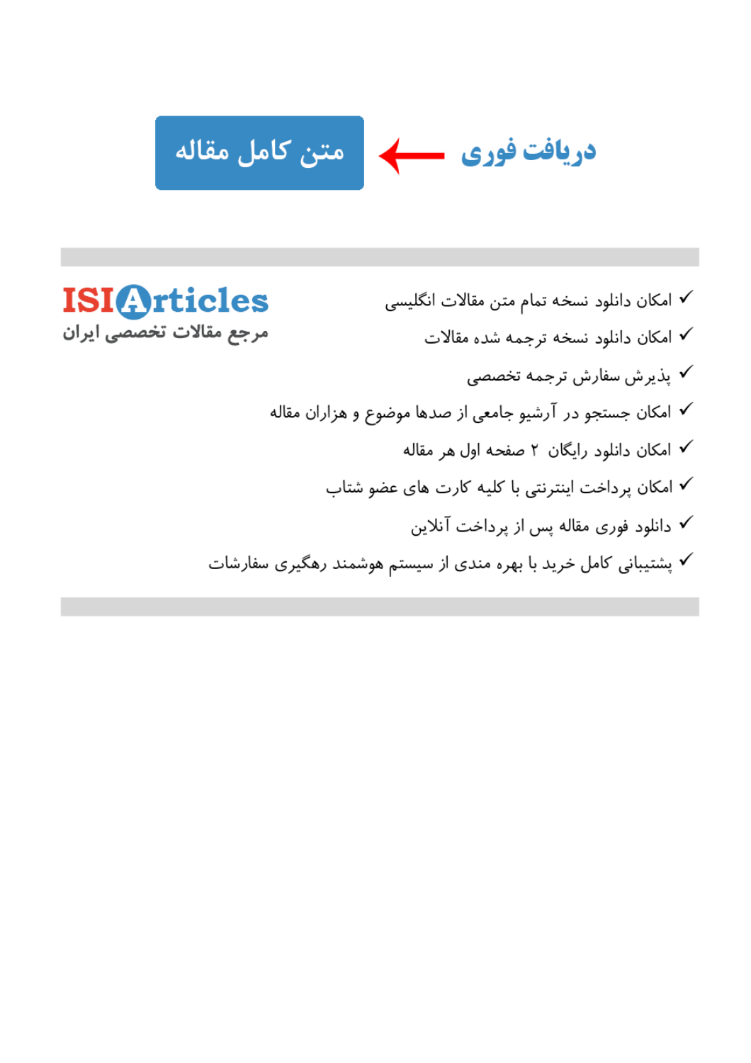دریافت فوری ← متن کامل مقاله

**ISIArticles**
مرجع مقالات تخصصی ایران

- ✓ امکان دانلود نسخه تمام متن مقالات انگلیسی
- ✓ امکان دانلود نسخه ترجمه شده مقالات
- ✓ پذیرش سفارش ترجمه تخصصی
- ✓ امکان جستجو در آرشیو جامعی از صدها موضوع و هزاران مقاله
- ✓ امکان دانلود رایگان ۲ صفحه اول هر مقاله
- ✓ امکان پرداخت اینترنتی با کلیه کارت های عضو شتاب
- ✓ دانلود فوری مقاله پس از پرداخت آنلاین
- ✓ پشتیبانی کامل خرید با بهره مندی از سیستم هوشمند رهگیری سفارشات